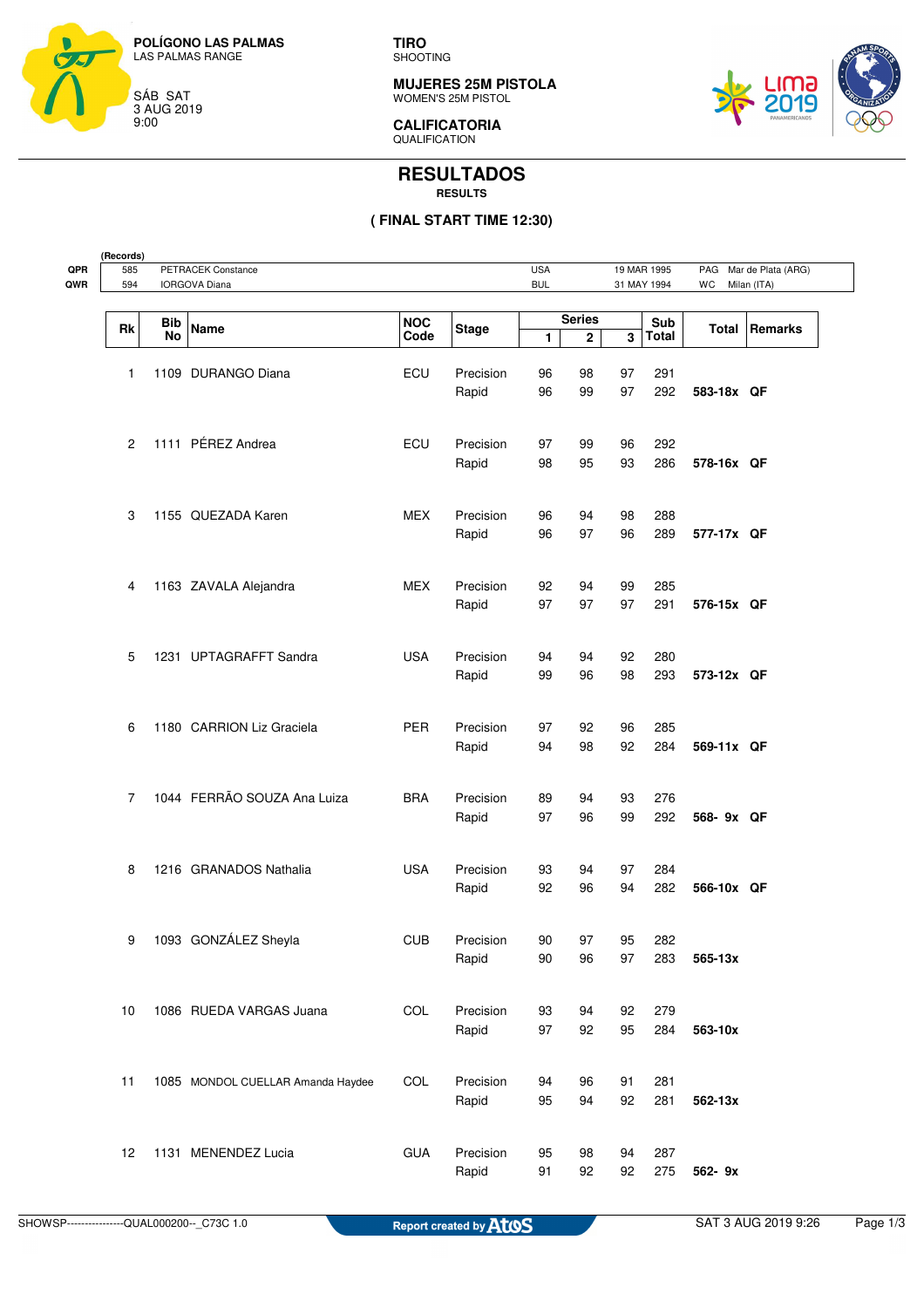**POLÍGONO LAS PALMAS**
LAS PALMAS RANGE

SÁB SAT
3 AUG 2019
9:00

**TIRO**
SHOOTING

**MUJERES 25M PISTOLA**
WOMEN'S 25M PISTOL

**CALIFICATORIA**
QUALIFICATION

# RESULTADOS
**RESULTS**

**( FINAL START TIME 12:30)**

| (Records) | | | | | | |
|---|---|---|---|---|---|---|
| QPR | 585 | PETRACEK Constance | USA | 19 MAR 1995 | PAG | Mar de Plata (ARG) |
| QWR | 594 | IORGOVA Diana | BUL | 31 MAY 1994 | WC | Milan (ITA) |

| Rk | Bib No | Name | NOC Code | Stage | Series 1 | 2 | 3 | Sub Total | Total | Remarks |
|---|---|---|---|---|---|---|---|---|---|---|
| 1 | 1109 | DURANGO Diana | ECU | Precision | 96 | 98 | 97 | 291 | | |
| | | | | Rapid | 96 | 99 | 97 | 292 | **583-18x** | **QF** |
| 2 | 1111 | PÉREZ Andrea | ECU | Precision | 97 | 99 | 96 | 292 | | |
| | | | | Rapid | 98 | 95 | 93 | 286 | **578-16x** | **QF** |
| 3 | 1155 | QUEZADA Karen | MEX | Precision | 96 | 94 | 98 | 288 | | |
| | | | | Rapid | 96 | 97 | 96 | 289 | **577-17x** | **QF** |
| 4 | 1163 | ZAVALA Alejandra | MEX | Precision | 92 | 94 | 99 | 285 | | |
| | | | | Rapid | 97 | 97 | 97 | 291 | **576-15x** | **QF** |
| 5 | 1231 | UPTAGRAFFT Sandra | USA | Precision | 94 | 94 | 92 | 280 | | |
| | | | | Rapid | 99 | 96 | 98 | 293 | **573-12x** | **QF** |
| 6 | 1180 | CARRION Liz Graciela | PER | Precision | 97 | 92 | 96 | 285 | | |
| | | | | Rapid | 94 | 98 | 92 | 284 | **569-11x** | **QF** |
| 7 | 1044 | FERRÃO SOUZA Ana Luiza | BRA | Precision | 89 | 94 | 93 | 276 | | |
| | | | | Rapid | 97 | 96 | 99 | 292 | **568- 9x** | **QF** |
| 8 | 1216 | GRANADOS Nathalia | USA | Precision | 93 | 94 | 97 | 284 | | |
| | | | | Rapid | 92 | 96 | 94 | 282 | **566-10x** | **QF** |
| 9 | 1093 | GONZÁLEZ Sheyla | CUB | Precision | 90 | 97 | 95 | 282 | | |
| | | | | Rapid | 90 | 96 | 97 | 283 | **565-13x** | |
| 10 | 1086 | RUEDA VARGAS Juana | COL | Precision | 93 | 94 | 92 | 279 | | |
| | | | | Rapid | 97 | 92 | 95 | 284 | **563-10x** | |
| 11 | 1085 | MONDOL CUELLAR Amanda Haydee | COL | Precision | 94 | 96 | 91 | 281 | | |
| | | | | Rapid | 95 | 94 | 92 | 281 | **562-13x** | |
| 12 | 1131 | MENENDEZ Lucia | GUA | Precision | 95 | 98 | 94 | 287 | | |
| | | | | Rapid | 91 | 92 | 92 | 275 | **562- 9x** | |

SHOWSP----------------QUAL000200--_C73C 1.0 Report created by Atos SAT 3 AUG 2019 9:26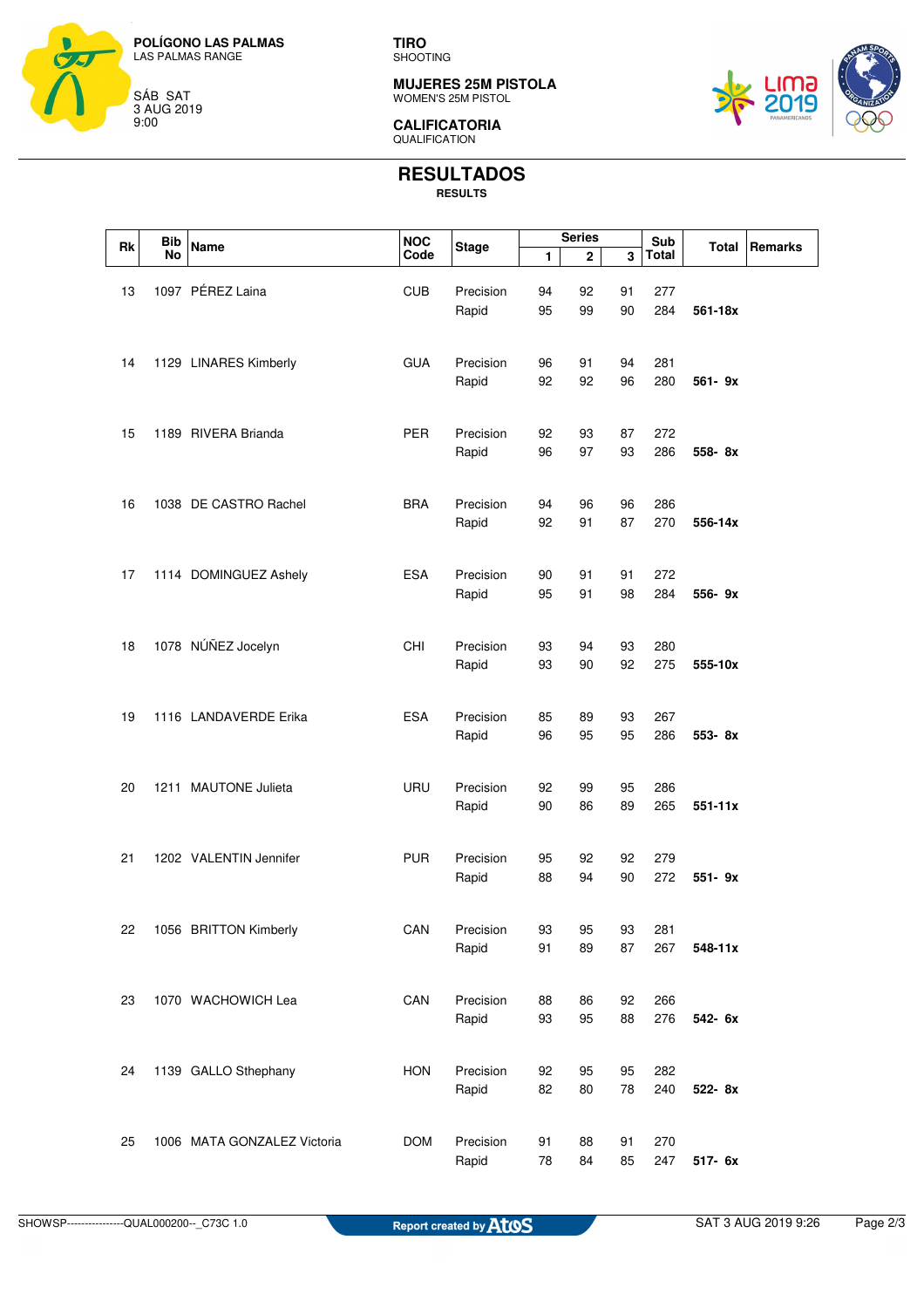POLÍGONO LAS PALMAS
LAS PALMAS RANGE

SÁB SAT
3 AUG 2019
9:00

**TIRO**
SHOOTING

**MUJERES 25M PISTOLA**
WOMEN'S 25M PISTOL

**CALIFICATORIA**
QUALIFICATION

# RESULTADOS
**RESULTS**

| Rk | Bib No | Name | NOC Code | Stage | Series 1 | Series 2 | Series 3 | Sub Total | Total | Remarks |
|---|---|---|---|---|---|---|---|---|---|---|
| 13 | 1097 | PÉREZ Laina | CUB | Precision | 94 | 92 | 91 | 277 | | |
| | | | | Rapid | 95 | 99 | 90 | 284 | **561-18x** | |
| 14 | 1129 | LINARES Kimberly | GUA | Precision | 96 | 91 | 94 | 281 | | |
| | | | | Rapid | 92 | 92 | 96 | 280 | **561- 9x** | |
| 15 | 1189 | RIVERA Brianda | PER | Precision | 92 | 93 | 87 | 272 | | |
| | | | | Rapid | 96 | 97 | 93 | 286 | **558- 8x** | |
| 16 | 1038 | DE CASTRO Rachel | BRA | Precision | 94 | 96 | 96 | 286 | | |
| | | | | Rapid | 92 | 91 | 87 | 270 | **556-14x** | |
| 17 | 1114 | DOMINGUEZ Ashely | ESA | Precision | 90 | 91 | 91 | 272 | | |
| | | | | Rapid | 95 | 91 | 98 | 284 | **556- 9x** | |
| 18 | 1078 | NÚÑEZ Jocelyn | CHI | Precision | 93 | 94 | 93 | 280 | | |
| | | | | Rapid | 93 | 90 | 92 | 275 | **555-10x** | |
| 19 | 1116 | LANDAVERDE Erika | ESA | Precision | 85 | 89 | 93 | 267 | | |
| | | | | Rapid | 96 | 95 | 95 | 286 | **553- 8x** | |
| 20 | 1211 | MAUTONE Julieta | URU | Precision | 92 | 99 | 95 | 286 | | |
| | | | | Rapid | 90 | 86 | 89 | 265 | **551-11x** | |
| 21 | 1202 | VALENTIN Jennifer | PUR | Precision | 95 | 92 | 92 | 279 | | |
| | | | | Rapid | 88 | 94 | 90 | 272 | **551- 9x** | |
| 22 | 1056 | BRITTON Kimberly | CAN | Precision | 93 | 95 | 93 | 281 | | |
| | | | | Rapid | 91 | 89 | 87 | 267 | **548-11x** | |
| 23 | 1070 | WACHOWICH Lea | CAN | Precision | 88 | 86 | 92 | 266 | | |
| | | | | Rapid | 93 | 95 | 88 | 276 | **542- 6x** | |
| 24 | 1139 | GALLO Sthephany | HON | Precision | 92 | 95 | 95 | 282 | | |
| | | | | Rapid | 82 | 80 | 78 | 240 | **522- 8x** | |
| 25 | 1006 | MATA GONZALEZ Victoria | DOM | Precision | 91 | 88 | 91 | 270 | | |
| | | | | Rapid | 78 | 84 | 85 | 247 | **517- 6x** | |

SHOWSP---------------QUAL000200--_C73C 1.0 Report created by Atos SAT 3 AUG 2019 9:26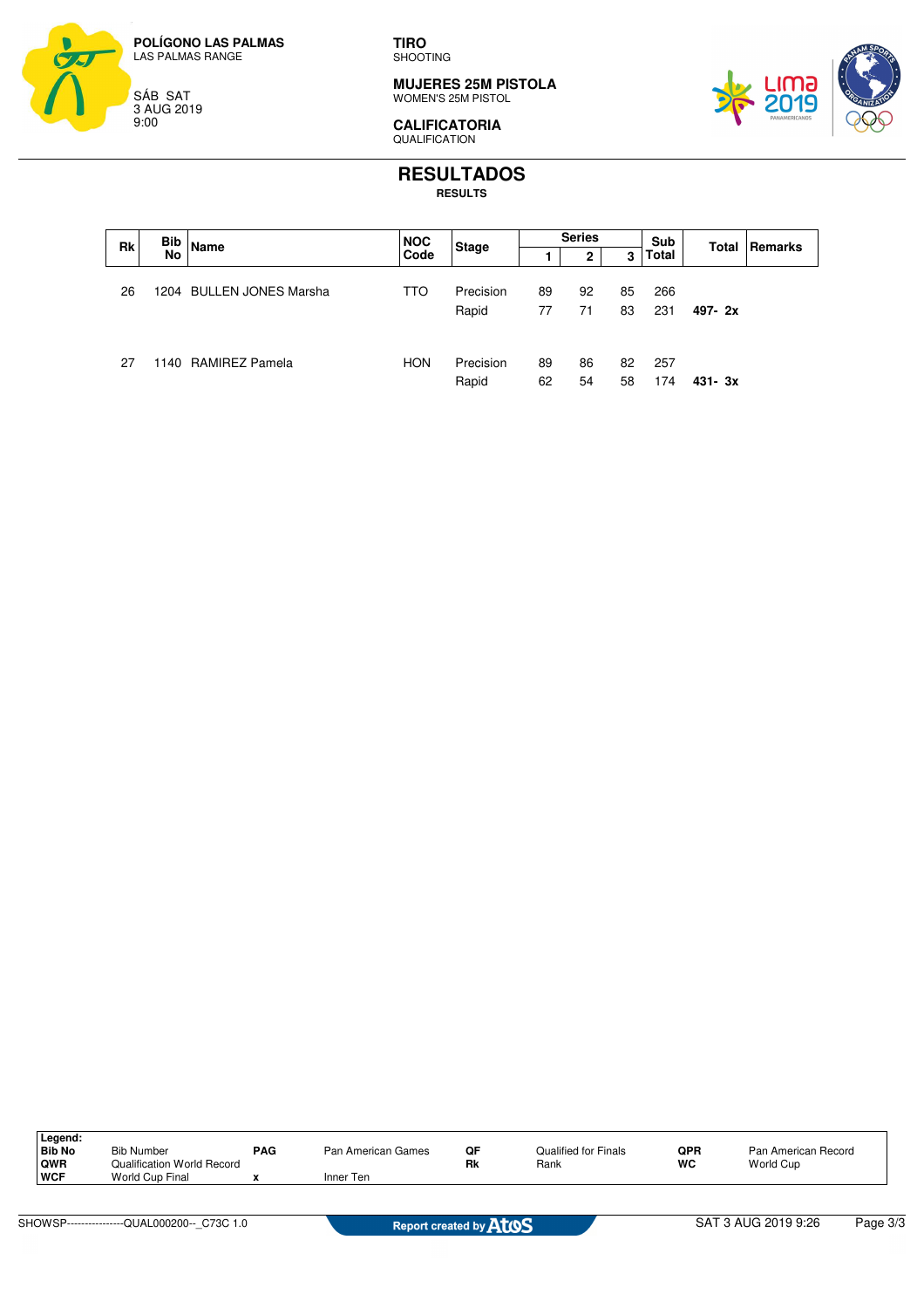**POLÍGONO LAS PALMAS**
LAS PALMAS RANGE

SÁB SAT
3 AUG 2019
9:00

**TIRO**
SHOOTING

**MUJERES 25M PISTOLA**
WOMEN'S 25M PISTOL

**CALIFICATORIA**
QUALIFICATION

# RESULTADOS
**RESULTS**

| Rk | Bib No | Name | NOC Code | Stage | Series 1 | Series 2 | Series 3 | Sub Total | Total | Remarks |
|---|---|---|---|---|---|---|---|---|---|---|
| 26 | 1204 | BULLEN JONES Marsha | TTO | Precision | 89 | 92 | 85 | 266 | | |
| | | | | Rapid | 77 | 71 | 83 | 231 | **497- 2x** | |
| 27 | 1140 | RAMIREZ Pamela | HON | Precision | 89 | 86 | 82 | 257 | | |
| | | | | Rapid | 62 | 54 | 58 | 174 | **431- 3x** | |

**Legend:**

| | | | | | | | |
|---|---|---|---|---|---|---|---|
| **Bib No** | Bib Number | **PAG** | Pan American Games | **QF** | Qualified for Finals | **QPR** | Pan American Record |
| **QWR** | Qualification World Record | | | **Rk** | Rank | **WC** | World Cup |
| **WCF** | World Cup Final | **x** | Inner Ten | | | | |

SHOWSP----------------QUAL000200--_C73C 1.0 Report created by Atos SAT 3 AUG 2019 9:26